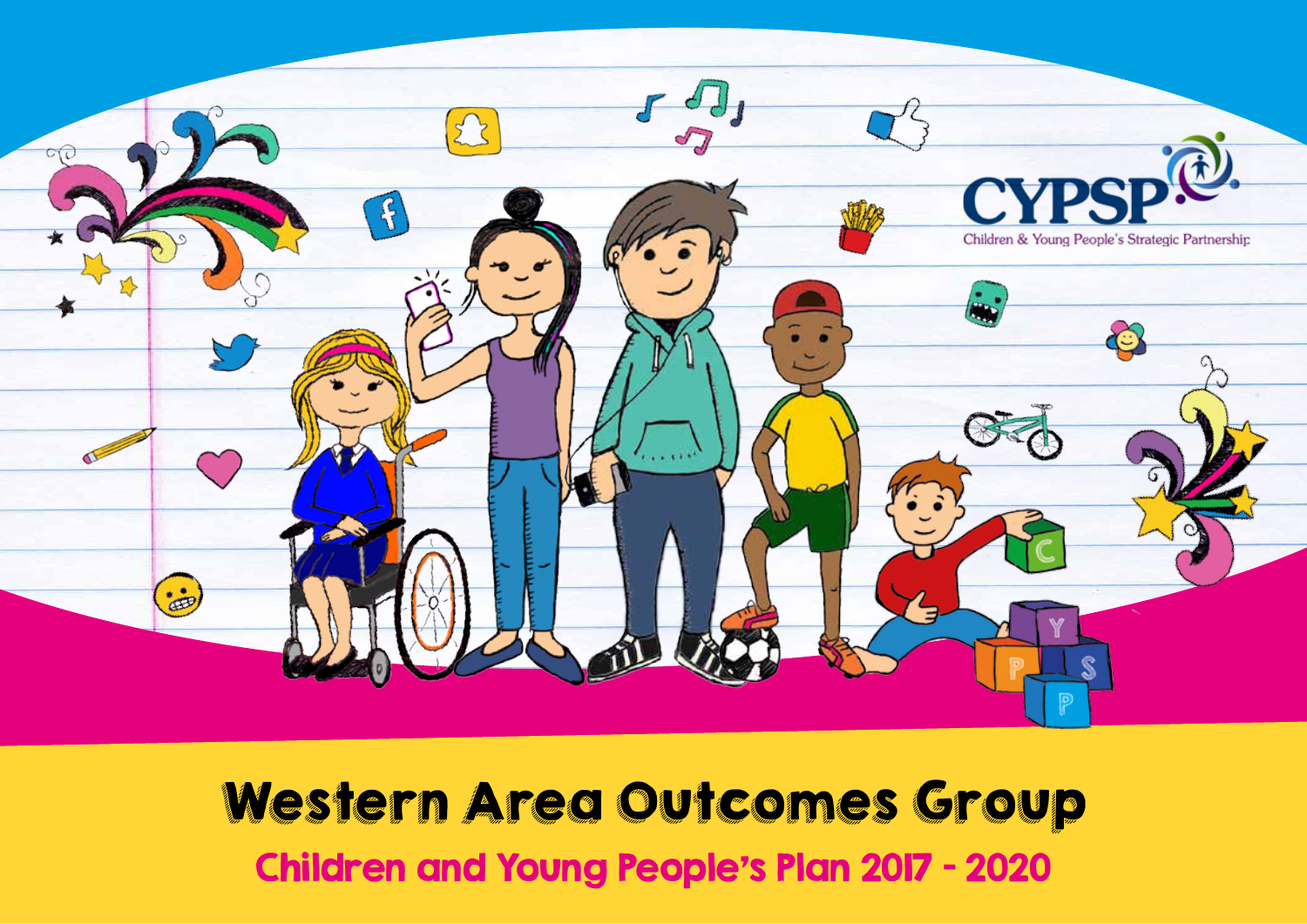CYPSP

Children & Young People's Strategic Partnership

# Western Area Outcomes Group

## Children and Young People's Plan 2017 - 2020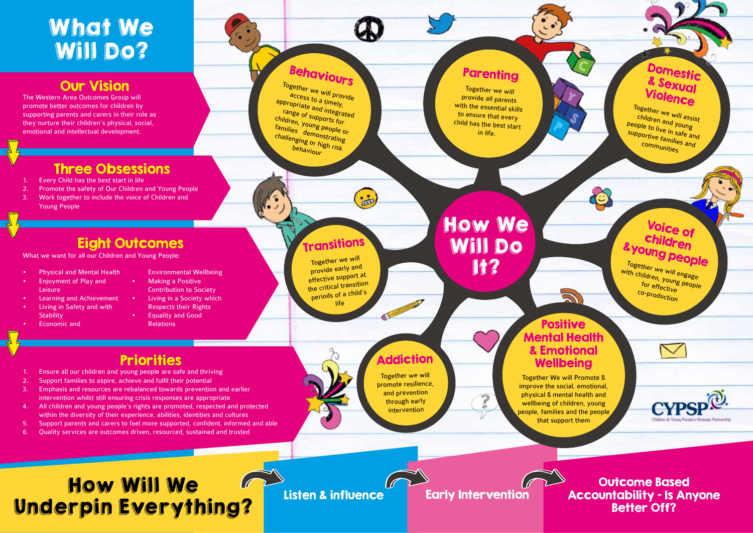# What We Will Do?

## Our Vision

The Western Area Outcomes Group will promote better outcomes for children by supporting parents and carers in their role as they nurture their children's physical, social, emotional and intellectual development.

## Three Obsessions

1. Every Child has the best start in life
2. Promote the safety of Our Children and Young People
3. Work together to include the voice of Children and Young People

## Eight Outcomes

What we want for all our Children and Young People:

- Physical and Mental Health
- Enjoyment of Play and Leisure
- Learning and Achievement
- Living in Safety and with Stability
- Economic and Environmental Wellbeing
- Making a Positive Contribution to Society
- Living in a Society which Respects their Rights
- Equality and Good Relations

## Priorities

1. Ensure all our children and young people are safe and thriving
2. Support families to aspire, achieve and fulfil their potential
3. Emphasis and resources are rebalanced towards prevention and earlier intervention whilst still ensuring crisis responses are appropriate
4. All children and young people's rights are promoted, respected and protected within the diversity of their experience, abilities, identities and cultures
5. Support parents and carers to feel more supported, confident, informed and able
6. Quality services are outcomes driven, resourced, sustained and trusted

# How We Will Do It?

### Behaviours

Together we will provide access to a timely, appropriate and integrated range of supports for children, young people or families demonstrating challenging or high risk behaviour

### Parenting

Together we will provide all parents with the essential skills to ensure that every child has the best start in life.

### Domestic & Sexual Violence

Together we will assist children and young people to live in safe and supportive families and communities

### Transitions

Together we will provide early and effective support at the critical transition periods of a child's life

### Voice of Children & Young People

Together we will engage with children, young people for effective co-production

### Addiction

Together we will promote resilience, and prevention through early intervention

### Positive Mental Health & Emotional Wellbeing

Together We will Promote & improve the social, emotional, physical & mental health and wellbeing of children, young people, families and the people that support them

# How Will We Underpin Everything?

- Listen & influence
- Early Intervention
- Outcome Based Accountability - Is Anyone Better Off?

CYPSP Children & Young People's Strategic Partnership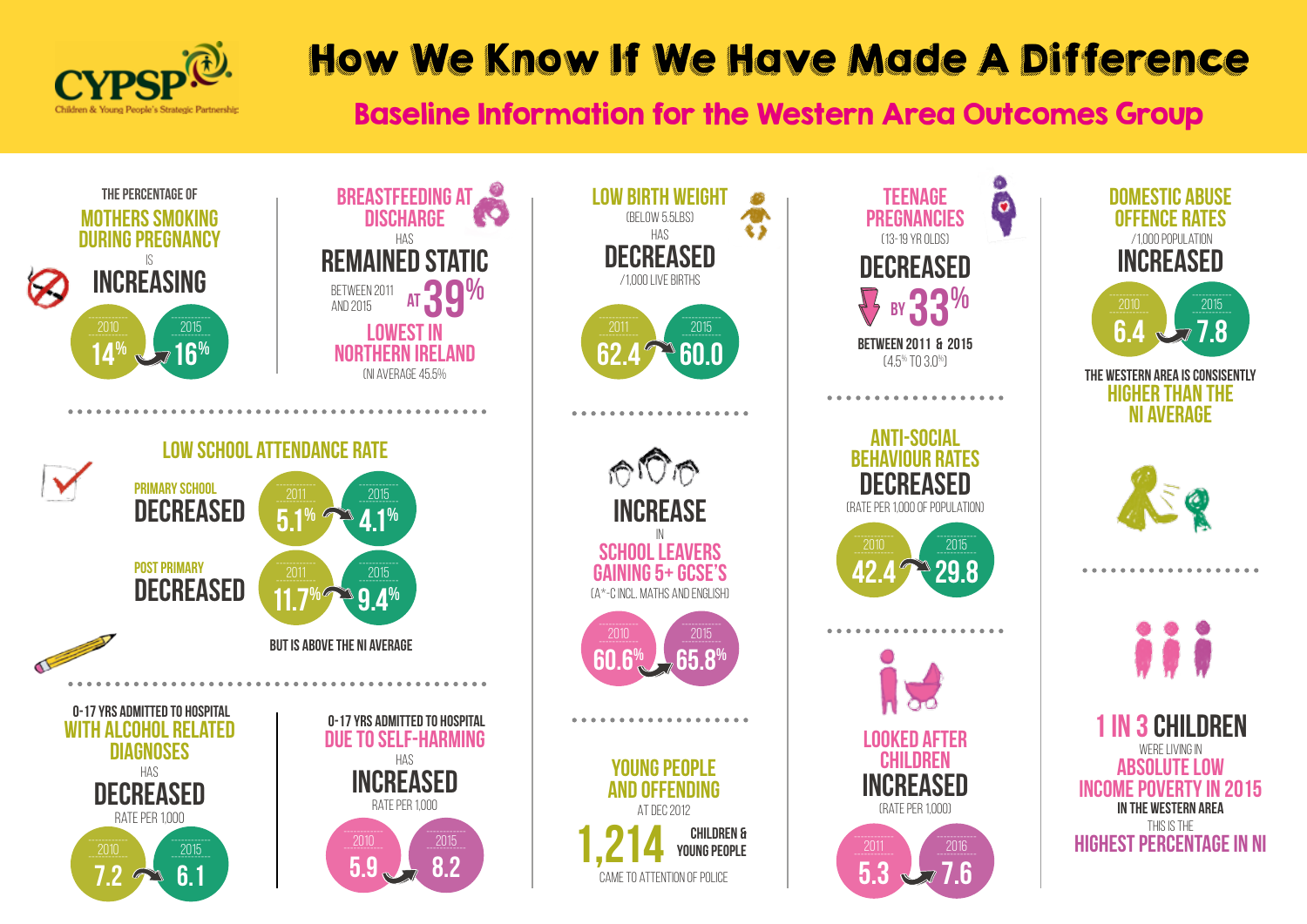# How We Know If We Have Made A Difference

## Baseline Information for the Western Area Outcomes Group

THE PERCENTAGE OF **MOTHERS SMOKING DURING PREGNANCY** IS **INCREASING**

2010: 14% → 2015: 16%

---

**BREASTFEEDING AT DISCHARGE** HAS **REMAINED STATIC**

BETWEEN 2011 AND 2015 AT 39%

**LOWEST IN NORTHERN IRELAND**

(NI AVERAGE 45.5%)

---

**LOW BIRTH WEIGHT** (BELOW 5.5LBS) HAS **DECREASED** /1,000 LIVE BIRTHS

2011: 62.4 → 2015: 60.0

---

**TEENAGE PREGNANCIES** (13-19 YR OLDS) **DECREASED** BY 33%

BETWEEN 2011 & 2015 (4.5% TO 3.0%)

---

**DOMESTIC ABUSE OFFENCE RATES** /1,000 POPULATION **INCREASED**

2010: 6.4 → 2015: 7.8

THE WESTERN AREA IS CONSISTENTLY **HIGHER THAN THE NI AVERAGE**

---

**LOW SCHOOL ATTENDANCE RATE**

PRIMARY SCHOOL **DECREASED**

2011: 5.1% → 2015: 4.1%

POST PRIMARY **DECREASED**

2011: 11.7% → 2015: 9.4%

BUT IS ABOVE THE NI AVERAGE

---

**INCREASE** IN **SCHOOL LEAVERS GAINING 5+ GCSE'S** (A*-C INCL. MATHS AND ENGLISH)

2010: 60.6% → 2015: 65.8%

---

**ANTI-SOCIAL BEHAVIOUR RATES DECREASED** (RATE PER 1,000 OF POPULATION)

2010: 42.4 → 2015: 29.8

---

0-17 YRS ADMITTED TO HOSPITAL **WITH ALCOHOL RELATED DIAGNOSES** HAS **DECREASED** RATE PER 1,000

2010: 7.2 → 2015: 6.1

---

0-17 YRS ADMITTED TO HOSPITAL **DUE TO SELF-HARMING** HAS **INCREASED** RATE PER 1,000

2010: 5.9 → 2015: 8.2

---

**YOUNG PEOPLE AND OFFENDING** AT DEC 2012

**1,214** CHILDREN & YOUNG PEOPLE CAME TO ATTENTION OF POLICE

---

**LOOKED AFTER CHILDREN INCREASED** (RATE PER 1,000)

2011: 5.3 → 2016: 7.6

---

**1 IN 3 CHILDREN** WERE LIVING IN **ABSOLUTE LOW INCOME POVERTY IN 2015** IN THE WESTERN AREA

THIS IS THE **HIGHEST PERCENTAGE IN NI**